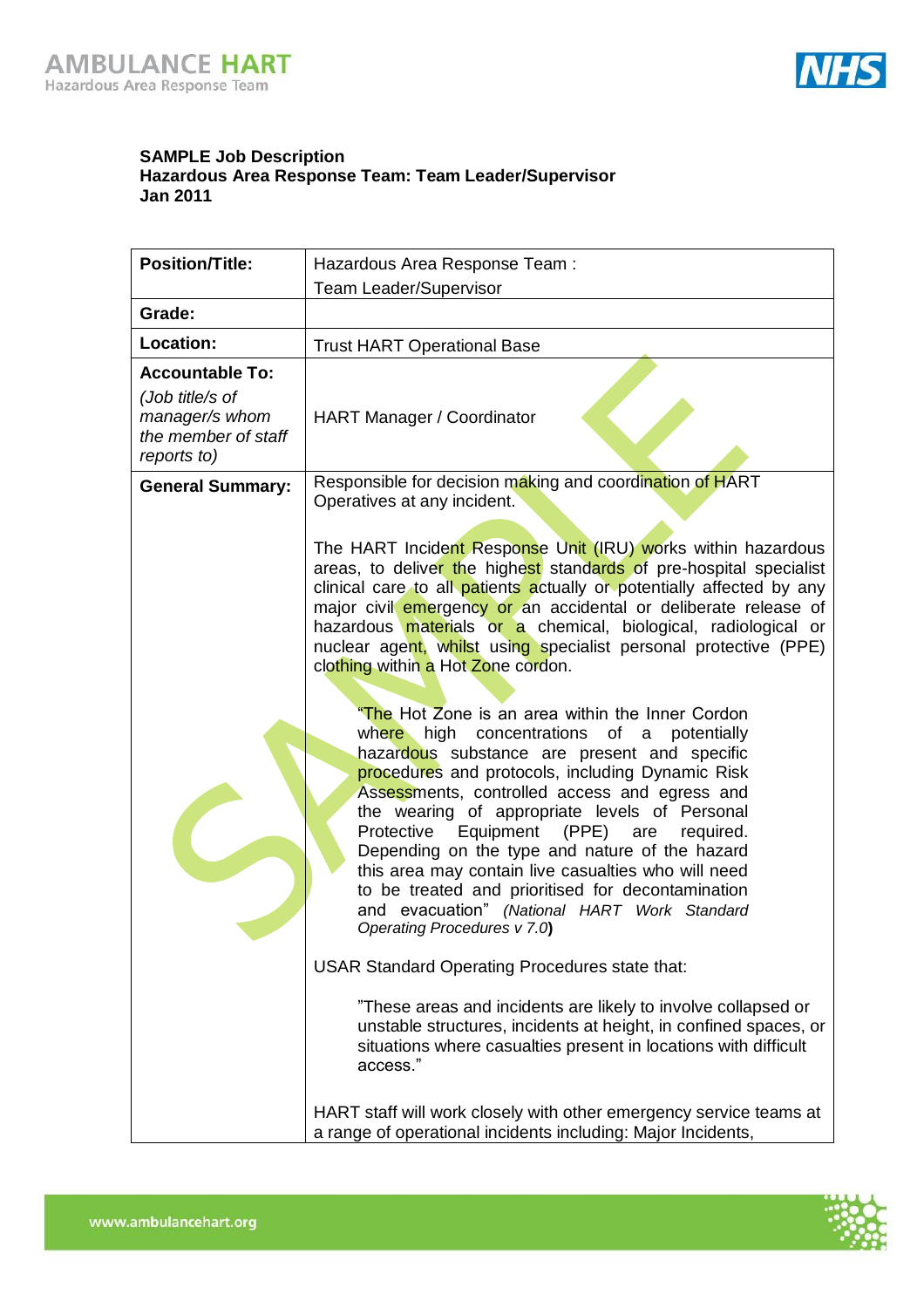**SAMPLE Job Description**
**Hazardous Area Response Team: Team Leader/Supervisor**
**Jan 2011**

| **Position/Title:** | Hazardous Area Response Team : Team Leader/Supervisor |
|---|---|
| **Grade:** | |
| **Location:** | Trust HART Operational Base |
| **Accountable To:** *(Job title/s of manager/s whom the member of staff reports to)* | HART Manager / Coordinator |
| **General Summary:** | Responsible for decision making and coordination of HART Operatives at any incident. <br><br> The HART Incident Response Unit (IRU) works within hazardous areas, to deliver the highest standards of pre-hospital specialist clinical care to all patients actually or potentially affected by any major civil emergency or an accidental or deliberate release of hazardous materials or a chemical, biological, radiological or nuclear agent, whilst using specialist personal protective (PPE) clothing within a Hot Zone cordon. <br><br> "The Hot Zone is an area within the Inner Cordon where high concentrations of a potentially hazardous substance are present and specific procedures and protocols, including Dynamic Risk Assessments, controlled access and egress and the wearing of appropriate levels of Personal Protective Equipment (PPE) are required. Depending on the type and nature of the hazard this area may contain live casualties who will need to be treated and prioritised for decontamination and evacuation" *(National HART Work Standard Operating Procedures v 7.0)* <br><br> USAR Standard Operating Procedures state that: <br><br> "These areas and incidents are likely to involve collapsed or unstable structures, incidents at height, in confined spaces, or situations where casualties present in locations with difficult access." <br><br> HART staff will work closely with other emergency service teams at a range of operational incidents including: Major Incidents, |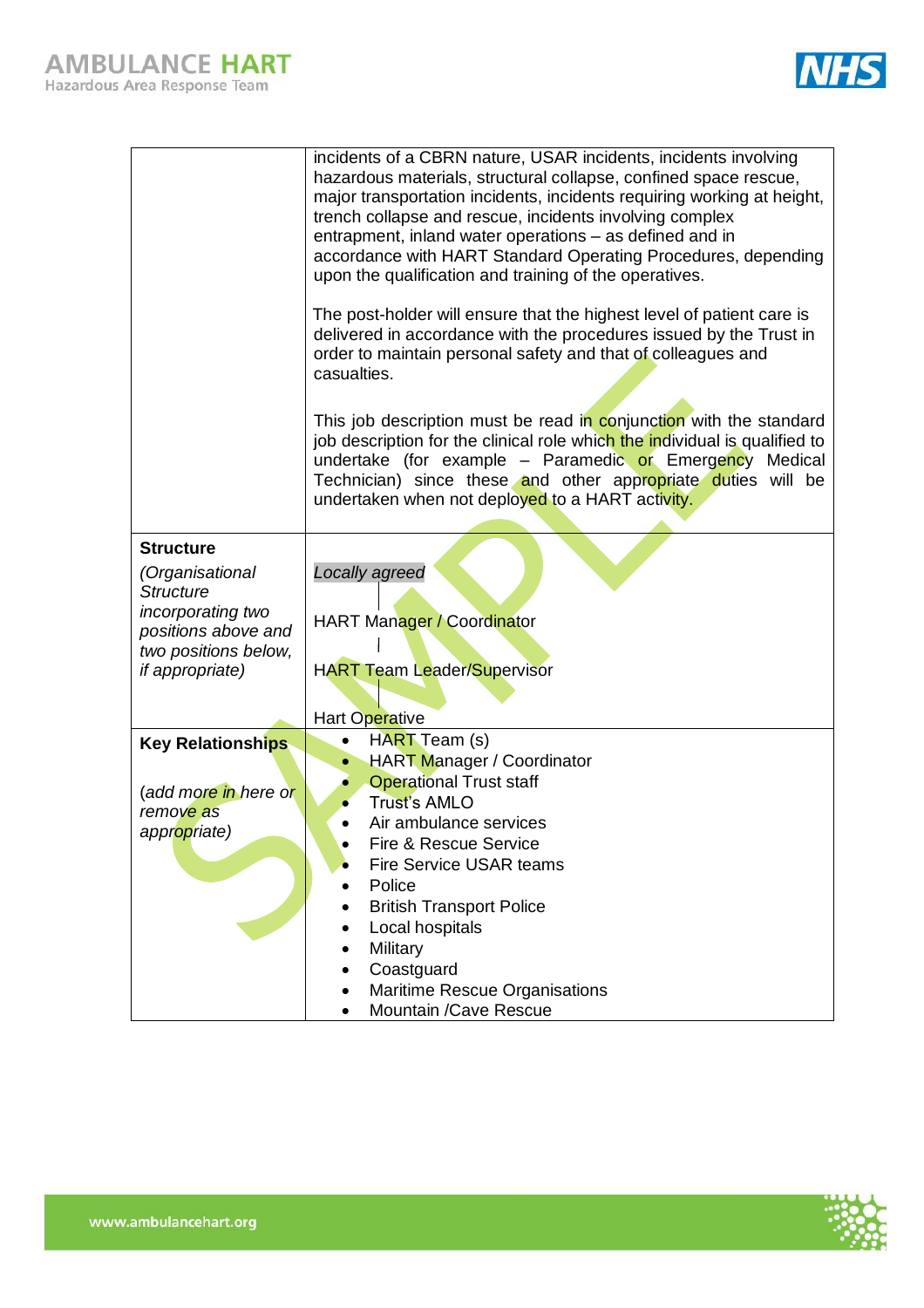| | |
|---|---|
| | incidents of a CBRN nature, USAR incidents, incidents involving hazardous materials, structural collapse, confined space rescue, major transportation incidents, incidents requiring working at height, trench collapse and rescue, incidents involving complex entrapment, inland water operations – as defined and in accordance with HART Standard Operating Procedures, depending upon the qualification and training of the operatives.<br><br>The post-holder will ensure that the highest level of patient care is delivered in accordance with the procedures issued by the Trust in order to maintain personal safety and that of colleagues and casualties.<br><br>This job description must be read in conjunction with the standard job description for the clinical role which the individual is qualified to undertake (for example – Paramedic or Emergency Medical Technician) since these and other appropriate duties will be undertaken when not deployed to a HART activity. |
| **Structure**<br>*(Organisational Structure incorporating two positions above and two positions below, if appropriate)* | *Locally agreed*<br>\|<br>HART Manager / Coordinator<br>\|<br>HART Team Leader/Supervisor<br>\|<br>Hart Operative |
| **Key Relationships**<br><br>*(add more in here or remove as appropriate)* | • HART Team (s)<br>• HART Manager / Coordinator<br>• Operational Trust staff<br>• Trust's AMLO<br>• Air ambulance services<br>• Fire & Rescue Service<br>• Fire Service USAR teams<br>• Police<br>• British Transport Police<br>• Local hospitals<br>• Military<br>• Coastguard<br>• Maritime Rescue Organisations<br>• Mountain /Cave Rescue |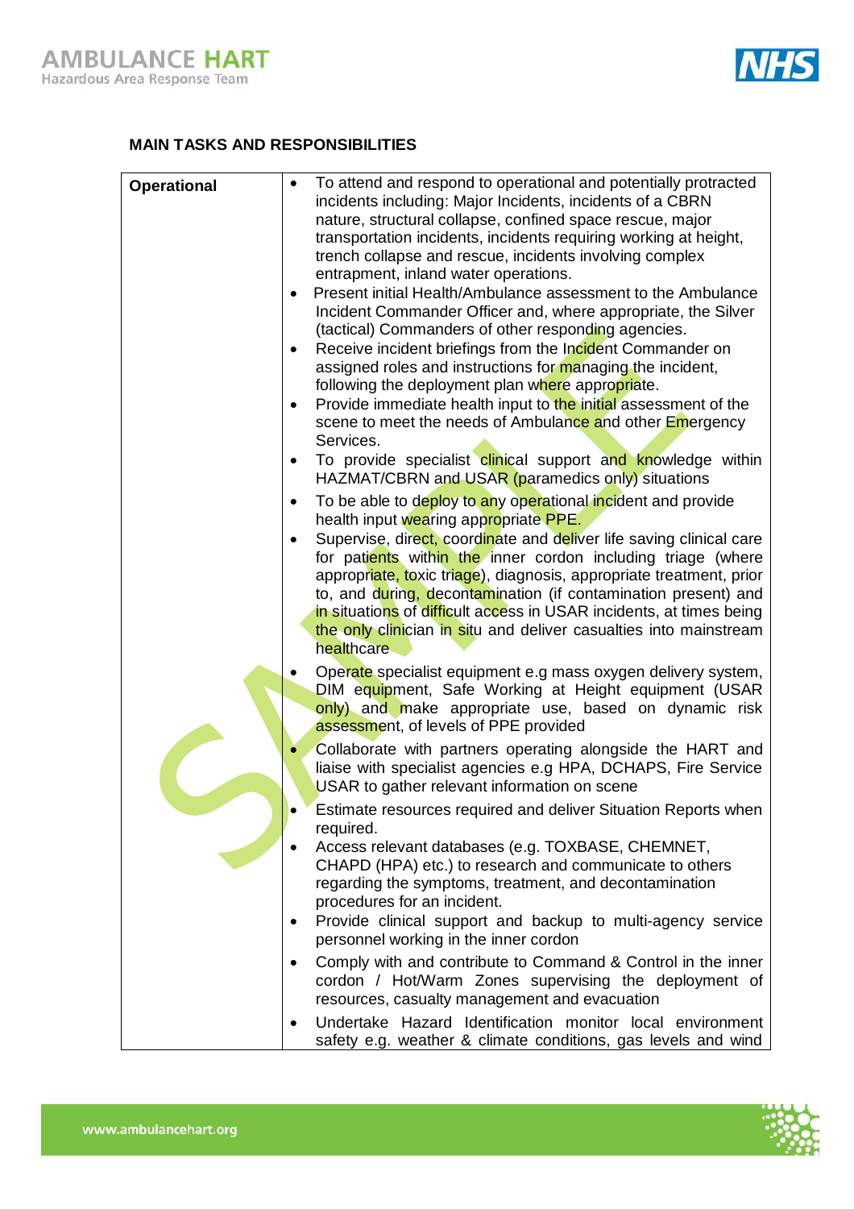## MAIN TASKS AND RESPONSIBILITIES

| | |
|---|---|
| **Operational** | • To attend and respond to operational and potentially protracted incidents including: Major Incidents, incidents of a CBRN nature, structural collapse, confined space rescue, major transportation incidents, incidents requiring working at height, trench collapse and rescue, incidents involving complex entrapment, inland water operations.<br>• Present initial Health/Ambulance assessment to the Ambulance Incident Commander Officer and, where appropriate, the Silver (tactical) Commanders of other responding agencies.<br>• Receive incident briefings from the Incident Commander on assigned roles and instructions for managing the incident, following the deployment plan where appropriate.<br>• Provide immediate health input to the initial assessment of the scene to meet the needs of Ambulance and other Emergency Services.<br>• To provide specialist clinical support and knowledge within HAZMAT/CBRN and USAR (paramedics only) situations<br>• To be able to deploy to any operational incident and provide health input wearing appropriate PPE.<br>• Supervise, direct, coordinate and deliver life saving clinical care for patients within the inner cordon including triage (where appropriate, toxic triage), diagnosis, appropriate treatment, prior to, and during, decontamination (if contamination present) and in situations of difficult access in USAR incidents, at times being the only clinician in situ and deliver casualties into mainstream healthcare<br>• Operate specialist equipment e.g mass oxygen delivery system, DIM equipment, Safe Working at Height equipment (USAR only) and make appropriate use, based on dynamic risk assessment, of levels of PPE provided<br>• Collaborate with partners operating alongside the HART and liaise with specialist agencies e.g HPA, DCHAPS, Fire Service USAR to gather relevant information on scene<br>• Estimate resources required and deliver Situation Reports when required.<br>• Access relevant databases (e.g. TOXBASE, CHEMNET, CHAPD (HPA) etc.) to research and communicate to others regarding the symptoms, treatment, and decontamination procedures for an incident.<br>• Provide clinical support and backup to multi-agency service personnel working in the inner cordon<br>• Comply with and contribute to Command & Control in the inner cordon / Hot/Warm Zones supervising the deployment of resources, casualty management and evacuation<br>• Undertake Hazard Identification monitor local environment safety e.g. weather & climate conditions, gas levels and wind |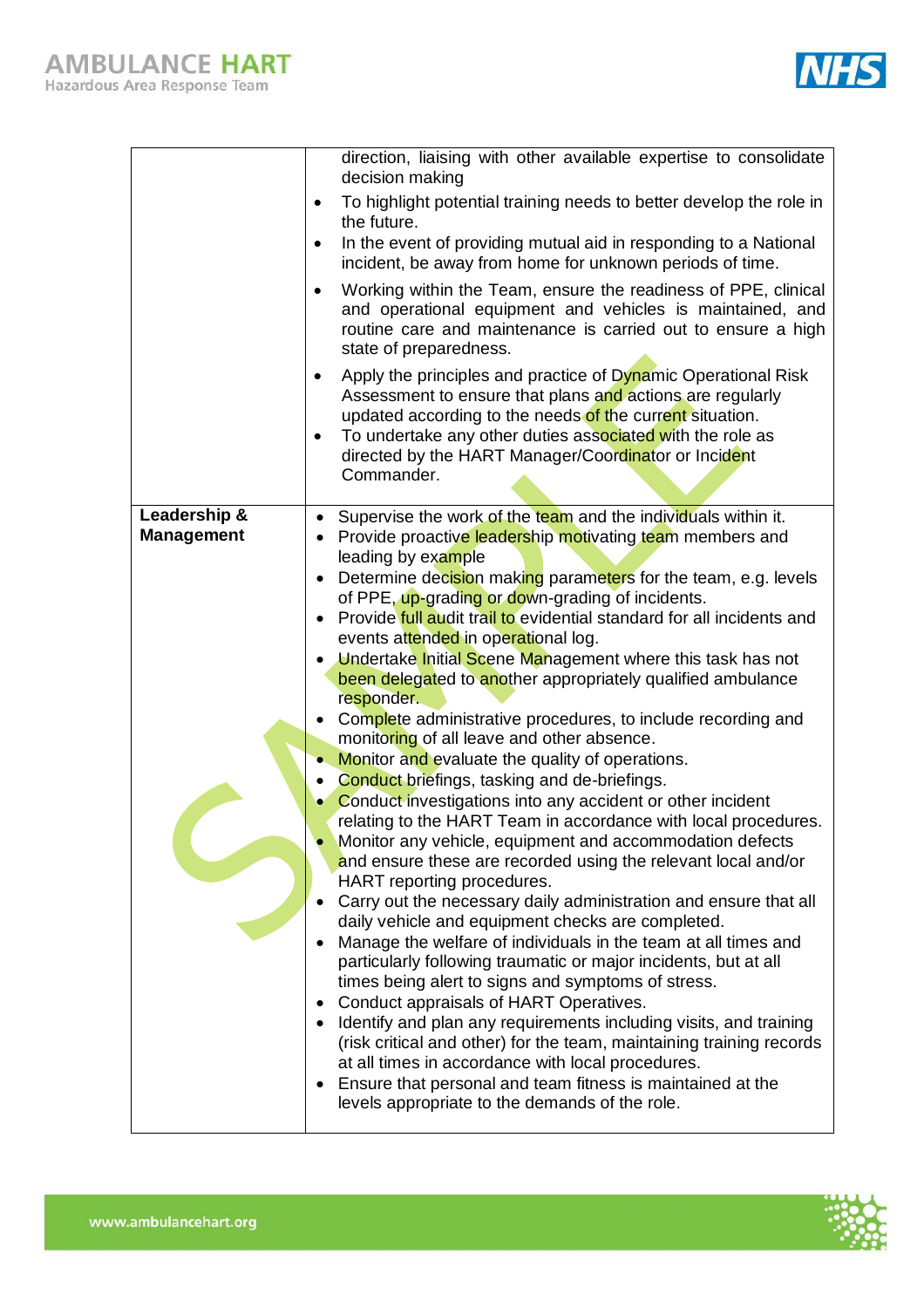| | |
|---|---|
| | direction, liaising with other available expertise to consolidate decision making<br>• To highlight potential training needs to better develop the role in the future.<br>• In the event of providing mutual aid in responding to a National incident, be away from home for unknown periods of time.<br>• Working within the Team, ensure the readiness of PPE, clinical and operational equipment and vehicles is maintained, and routine care and maintenance is carried out to ensure a high state of preparedness.<br>• Apply the principles and practice of Dynamic Operational Risk Assessment to ensure that plans and actions are regularly updated according to the needs of the current situation.<br>• To undertake any other duties associated with the role as directed by the HART Manager/Coordinator or Incident Commander. |
| **Leadership & Management** | • Supervise the work of the team and the individuals within it.<br>• Provide proactive leadership motivating team members and leading by example<br>• Determine decision making parameters for the team, e.g. levels of PPE, up-grading or down-grading of incidents.<br>• Provide full audit trail to evidential standard for all incidents and events attended in operational log.<br>• Undertake Initial Scene Management where this task has not been delegated to another appropriately qualified ambulance responder.<br>• Complete administrative procedures, to include recording and monitoring of all leave and other absence.<br>• Monitor and evaluate the quality of operations.<br>• Conduct briefings, tasking and de-briefings.<br>• Conduct investigations into any accident or other incident relating to the HART Team in accordance with local procedures.<br>• Monitor any vehicle, equipment and accommodation defects and ensure these are recorded using the relevant local and/or HART reporting procedures.<br>• Carry out the necessary daily administration and ensure that all daily vehicle and equipment checks are completed.<br>• Manage the welfare of individuals in the team at all times and particularly following traumatic or major incidents, but at all times being alert to signs and symptoms of stress.<br>• Conduct appraisals of HART Operatives.<br>• Identify and plan any requirements including visits, and training (risk critical and other) for the team, maintaining training records at all times in accordance with local procedures.<br>• Ensure that personal and team fitness is maintained at the levels appropriate to the demands of the role. |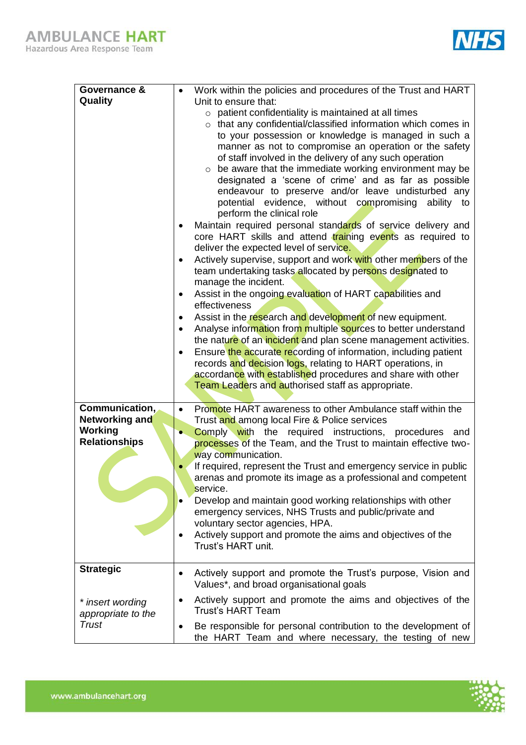| | |
|---|---|
| **Governance & Quality** | • Work within the policies and procedures of the Trust and HART Unit to ensure that:<br>  ◦ patient confidentiality is maintained at all times<br>  ◦ that any confidential/classified information which comes in to your possession or knowledge is managed in such a manner as not to compromise an operation or the safety of staff involved in the delivery of any such operation<br>  ◦ be aware that the immediate working environment may be designated a 'scene of crime' and as far as possible endeavour to preserve and/or leave undisturbed any potential evidence, without compromising ability to perform the clinical role<br>• Maintain required personal standards of service delivery and core HART skills and attend training events as required to deliver the expected level of service.<br>• Actively supervise, support and work with other members of the team undertaking tasks allocated by persons designated to manage the incident.<br>• Assist in the ongoing evaluation of HART capabilities and effectiveness<br>• Assist in the research and development of new equipment.<br>• Analyse information from multiple sources to better understand the nature of an incident and plan scene management activities.<br>• Ensure the accurate recording of information, including patient records and decision logs, relating to HART operations, in accordance with established procedures and share with other Team Leaders and authorised staff as appropriate. |
| **Communication, Networking and Working Relationships** | • Promote HART awareness to other Ambulance staff within the Trust and among local Fire & Police services<br>• Comply with the required instructions, procedures and processes of the Team, and the Trust to maintain effective two-way communication.<br>• If required, represent the Trust and emergency service in public arenas and promote its image as a professional and competent service.<br>• Develop and maintain good working relationships with other emergency services, NHS Trusts and public/private and voluntary sector agencies, HPA.<br>• Actively support and promote the aims and objectives of the Trust's HART unit. |
| **Strategic**<br><br>*\* insert wording appropriate to the Trust* | • Actively support and promote the Trust's purpose, Vision and Values*, and broad organisational goals<br>• Actively support and promote the aims and objectives of the Trust's HART Team<br>• Be responsible for personal contribution to the development of the HART Team and where necessary, the testing of new |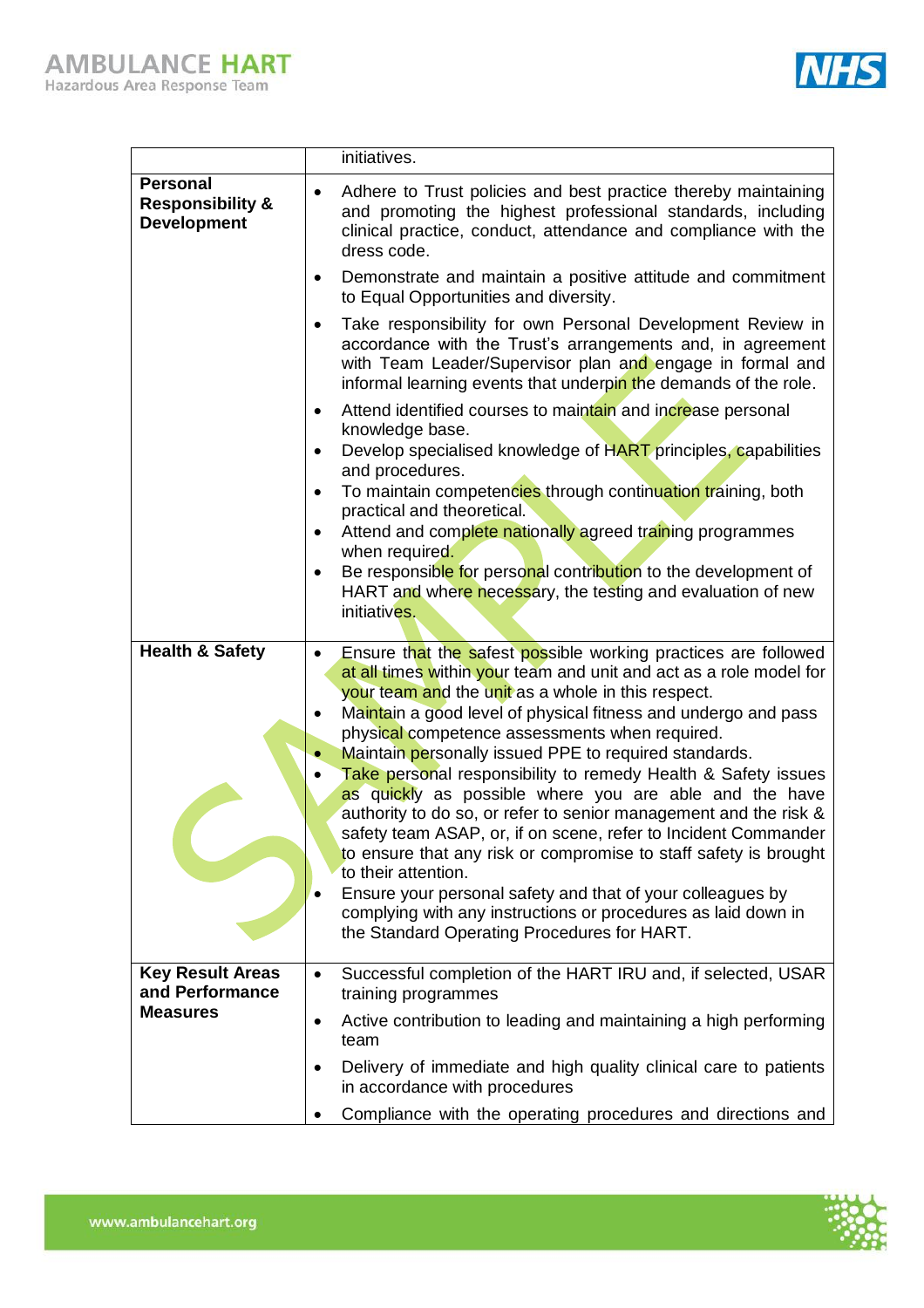| | |
|---|---|
| | initiatives. |
| **Personal Responsibility & Development** | • Adhere to Trust policies and best practice thereby maintaining and promoting the highest professional standards, including clinical practice, conduct, attendance and compliance with the dress code.<br>• Demonstrate and maintain a positive attitude and commitment to Equal Opportunities and diversity.<br>• Take responsibility for own Personal Development Review in accordance with the Trust's arrangements and, in agreement with Team Leader/Supervisor plan and engage in formal and informal learning events that underpin the demands of the role.<br>• Attend identified courses to maintain and increase personal knowledge base.<br>• Develop specialised knowledge of HART principles, capabilities and procedures.<br>• To maintain competencies through continuation training, both practical and theoretical.<br>• Attend and complete nationally agreed training programmes when required.<br>• Be responsible for personal contribution to the development of HART and where necessary, the testing and evaluation of new initiatives. |
| **Health & Safety** | • Ensure that the safest possible working practices are followed at all times within your team and unit and act as a role model for your team and the unit as a whole in this respect.<br>• Maintain a good level of physical fitness and undergo and pass physical competence assessments when required.<br>• Maintain personally issued PPE to required standards.<br>• Take personal responsibility to remedy Health & Safety issues as quickly as possible where you are able and the have authority to do so, or refer to senior management and the risk & safety team ASAP, or, if on scene, refer to Incident Commander to ensure that any risk or compromise to staff safety is brought to their attention.<br>• Ensure your personal safety and that of your colleagues by complying with any instructions or procedures as laid down in the Standard Operating Procedures for HART. |
| **Key Result Areas and Performance Measures** | • Successful completion of the HART IRU and, if selected, USAR training programmes<br>• Active contribution to leading and maintaining a high performing team<br>• Delivery of immediate and high quality clinical care to patients in accordance with procedures<br>• Compliance with the operating procedures and directions and |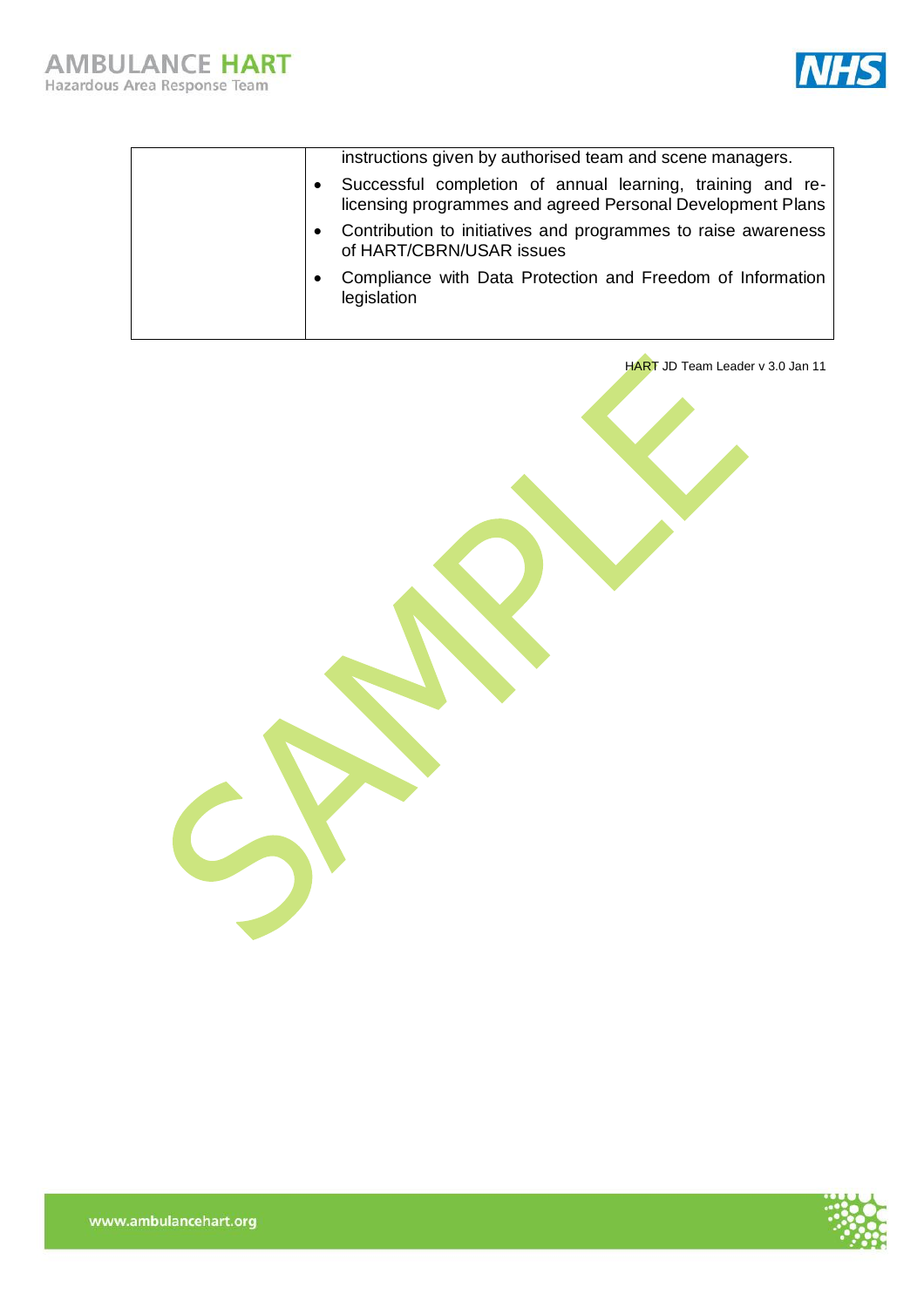| | |
|---|---|
| | instructions given by authorised team and scene managers.<br>• Successful completion of annual learning, training and re-licensing programmes and agreed Personal Development Plans<br>• Contribution to initiatives and programmes to raise awareness of HART/CBRN/USAR issues<br>• Compliance with Data Protection and Freedom of Information legislation |

HART JD Team Leader v 3.0 Jan 11